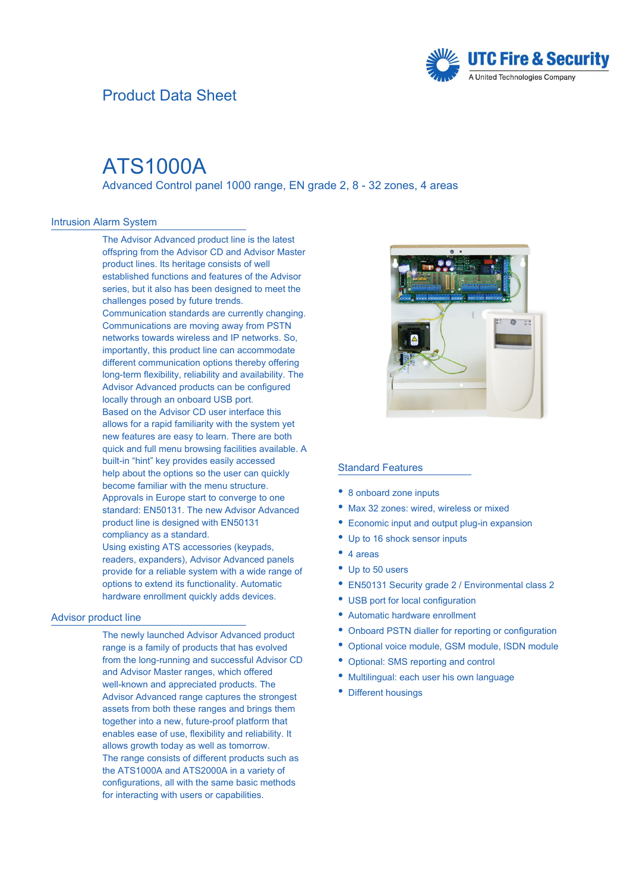UTC Fire & Security
A United Technologies Company

Product Data Sheet

# ATS1000A

Advanced Control panel 1000 range, EN grade 2, 8 - 32 zones, 4 areas

## Intrusion Alarm System

The Advisor Advanced product line is the latest offspring from the Advisor CD and Advisor Master product lines. Its heritage consists of well established functions and features of the Advisor series, but it also has been designed to meet the challenges posed by future trends.
Communication standards are currently changing. Communications are moving away from PSTN networks towards wireless and IP networks. So, importantly, this product line can accommodate different communication options thereby offering long-term flexibility, reliability and availability. The Advisor Advanced products can be configured locally through an onboard USB port.
Based on the Advisor CD user interface this allows for a rapid familiarity with the system yet new features are easy to learn. There are both quick and full menu browsing facilities available. A built-in "hint" key provides easily accessed help about the options so the user can quickly become familiar with the menu structure.
Approvals in Europe start to converge to one standard: EN50131. The new Advisor Advanced product line is designed with EN50131 compliancy as a standard.
Using existing ATS accessories (keypads, readers, expanders), Advisor Advanced panels provide for a reliable system with a wide range of options to extend its functionality. Automatic hardware enrollment quickly adds devices.

## Advisor product line

The newly launched Advisor Advanced product range is a family of products that has evolved from the long-running and successful Advisor CD and Advisor Master ranges, which offered well-known and appreciated products. The Advisor Advanced range captures the strongest assets from both these ranges and brings them together into a new, future-proof platform that enables ease of use, flexibility and reliability. It allows growth today as well as tomorrow.
The range consists of different products such as the ATS1000A and ATS2000A in a variety of configurations, all with the same basic methods for interacting with users or capabilities.

## Standard Features

- 8 onboard zone inputs
- Max 32 zones: wired, wireless or mixed
- Economic input and output plug-in expansion
- Up to 16 shock sensor inputs
- 4 areas
- Up to 50 users
- EN50131 Security grade 2 / Environmental class 2
- USB port for local configuration
- Automatic hardware enrollment
- Onboard PSTN dialler for reporting or configuration
- Optional voice module, GSM module, ISDN module
- Optional: SMS reporting and control
- Multilingual: each user his own language
- Different housings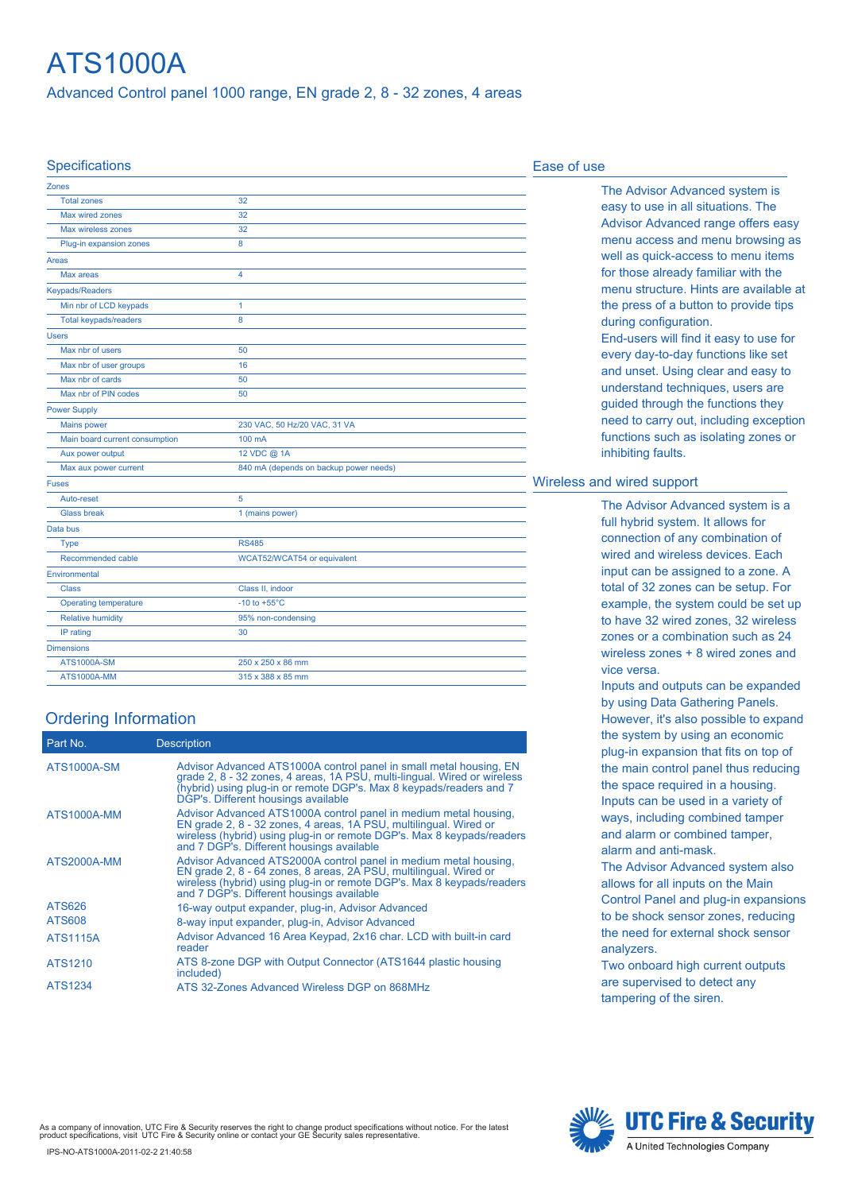# ATS1000A

Advanced Control panel 1000 range, EN grade 2, 8 - 32 zones, 4 areas

## Specifications

| | |
|---|---|
| **Zones** | |
| Total zones | 32 |
| Max wired zones | 32 |
| Max wireless zones | 32 |
| Plug-in expansion zones | 8 |
| **Areas** | |
| Max areas | 4 |
| **Keypads/Readers** | |
| Min nbr of LCD keypads | 1 |
| Total keypads/readers | 8 |
| **Users** | |
| Max nbr of users | 50 |
| Max nbr of user groups | 16 |
| Max nbr of cards | 50 |
| Max nbr of PIN codes | 50 |
| **Power Supply** | |
| Mains power | 230 VAC, 50 Hz/20 VAC, 31 VA |
| Main board current consumption | 100 mA |
| Aux power output | 12 VDC @ 1A |
| Max aux power current | 840 mA (depends on backup power needs) |
| **Fuses** | |
| Auto-reset | 5 |
| Glass break | 1 (mains power) |
| **Data bus** | |
| Type | RS485 |
| Recommended cable | WCAT52/WCAT54 or equivalent |
| **Environmental** | |
| Class | Class II, indoor |
| Operating temperature | -10 to +55°C |
| Relative humidity | 95% non-condensing |
| IP rating | 30 |
| **Dimensions** | |
| ATS1000A-SM | 250 x 250 x 86 mm |
| ATS1000A-MM | 315 x 388 x 85 mm |

## Ordering Information

| Part No. | Description |
|---|---|
| ATS1000A-SM | Advisor Advanced ATS1000A control panel in small metal housing, EN grade 2, 8 - 32 zones, 4 areas, 1A PSU, multi-lingual. Wired or wireless (hybrid) using plug-in or remote DGP's. Max 8 keypads/readers and 7 DGP's. Different housings available |
| ATS1000A-MM | Advisor Advanced ATS1000A control panel in medium metal housing, EN grade 2, 8 - 32 zones, 4 areas, 1A PSU, multilingual. Wired or wireless (hybrid) using plug-in or remote DGP's. Max 8 keypads/readers and 7 DGP's. Different housings available |
| ATS2000A-MM | Advisor Advanced ATS2000A control panel in medium metal housing, EN grade 2, 8 - 64 zones, 8 areas, 2A PSU, multilingual. Wired or wireless (hybrid) using plug-in or remote DGP's. Max 8 keypads/readers and 7 DGP's. Different housings available |
| ATS626 | 16-way output expander, plug-in, Advisor Advanced |
| ATS608 | 8-way input expander, plug-in, Advisor Advanced |
| ATS1115A | Advisor Advanced 16 Area Keypad, 2x16 char. LCD with built-in card reader |
| ATS1210 | ATS 8-zone DGP with Output Connector (ATS1644 plastic housing included) |
| ATS1234 | ATS 32-Zones Advanced Wireless DGP on 868MHz |

## Ease of use

The Advisor Advanced system is easy to use in all situations. The Advisor Advanced range offers easy menu access and menu browsing as well as quick-access to menu items for those already familiar with the menu structure. Hints are available at the press of a button to provide tips during configuration.

End-users will find it easy to use for every day-to-day functions like set and unset. Using clear and easy to understand techniques, users are guided through the functions they need to carry out, including exception functions such as isolating zones or inhibiting faults.

## Wireless and wired support

The Advisor Advanced system is a full hybrid system. It allows for connection of any combination of wired and wireless devices. Each input can be assigned to a zone. A total of 32 zones can be setup. For example, the system could be set up to have 32 wired zones, 32 wireless zones or a combination such as 24 wireless zones + 8 wired zones and vice versa.

Inputs and outputs can be expanded by using Data Gathering Panels. However, it's also possible to expand the system by using an economic plug-in expansion that fits on top of the main control panel thus reducing the space required in a housing.

Inputs can be used in a variety of ways, including combined tamper and alarm or combined tamper, alarm and anti-mask.

The Advisor Advanced system also allows for all inputs on the Main Control Panel and plug-in expansions to be shock sensor zones, reducing the need for external shock sensor analyzers.

Two onboard high current outputs are supervised to detect any tampering of the siren.

As a company of innovation, UTC Fire & Security reserves the right to change product specifications without notice. For the latest product specifications, visit UTC Fire & Security online or contact your GE Security sales representative.

IPS-NO-ATS1000A-2011-02-2 21:40:58

UTC Fire & Security
A United Technologies Company